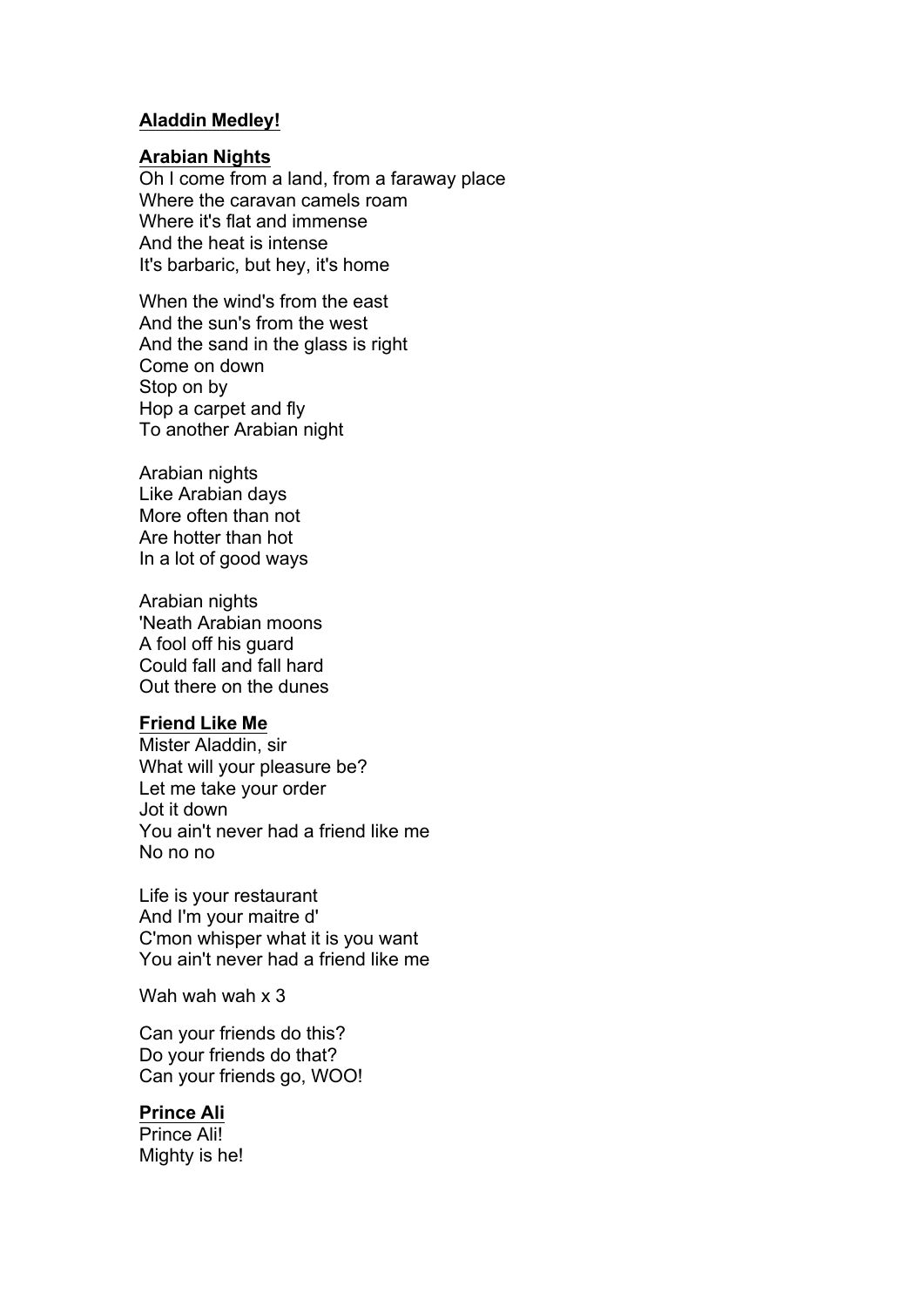**Aladdin Medley!**

**Arabian Nights**

Oh I come from a land, from a faraway place
Where the caravan camels roam
Where it's flat and immense
And the heat is intense
It's barbaric, but hey, it's home

When the wind's from the east
And the sun's from the west
And the sand in the glass is right
Come on down
Stop on by
Hop a carpet and fly
To another Arabian night

Arabian nights
Like Arabian days
More often than not
Are hotter than hot
In a lot of good ways

Arabian nights
'Neath Arabian moons
A fool off his guard
Could fall and fall hard
Out there on the dunes

**Friend Like Me**

Mister Aladdin, sir
What will your pleasure be?
Let me take your order
Jot it down
You ain't never had a friend like me
No no no

Life is your restaurant
And I'm your maitre d'
C'mon whisper what it is you want
You ain't never had a friend like me

Wah wah wah x 3

Can your friends do this?
Do your friends do that?
Can your friends go, WOO!

**Prince Ali**

Prince Ali!
Mighty is he!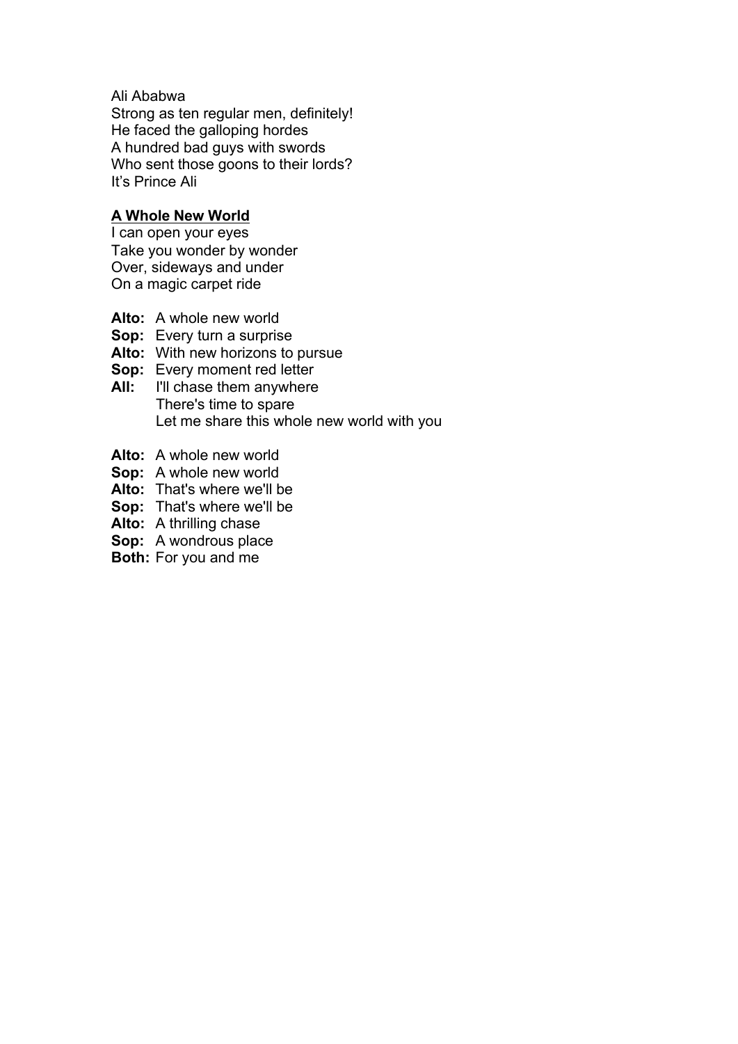Ali Ababwa
Strong as ten regular men, definitely!
He faced the galloping hordes
A hundred bad guys with swords
Who sent those goons to their lords?
It's Prince Ali

**<u>A Whole New World</u>**

I can open your eyes
Take you wonder by wonder
Over, sideways and under
On a magic carpet ride

**Alto:** A whole new world
**Sop:** Every turn a surprise
**Alto:** With new horizons to pursue
**Sop:** Every moment red letter
**All:** I'll chase them anywhere
There's time to spare
Let me share this whole new world with you

**Alto:** A whole new world
**Sop:** A whole new world
**Alto:** That's where we'll be
**Sop:** That's where we'll be
**Alto:** A thrilling chase
**Sop:** A wondrous place
**Both:** For you and me